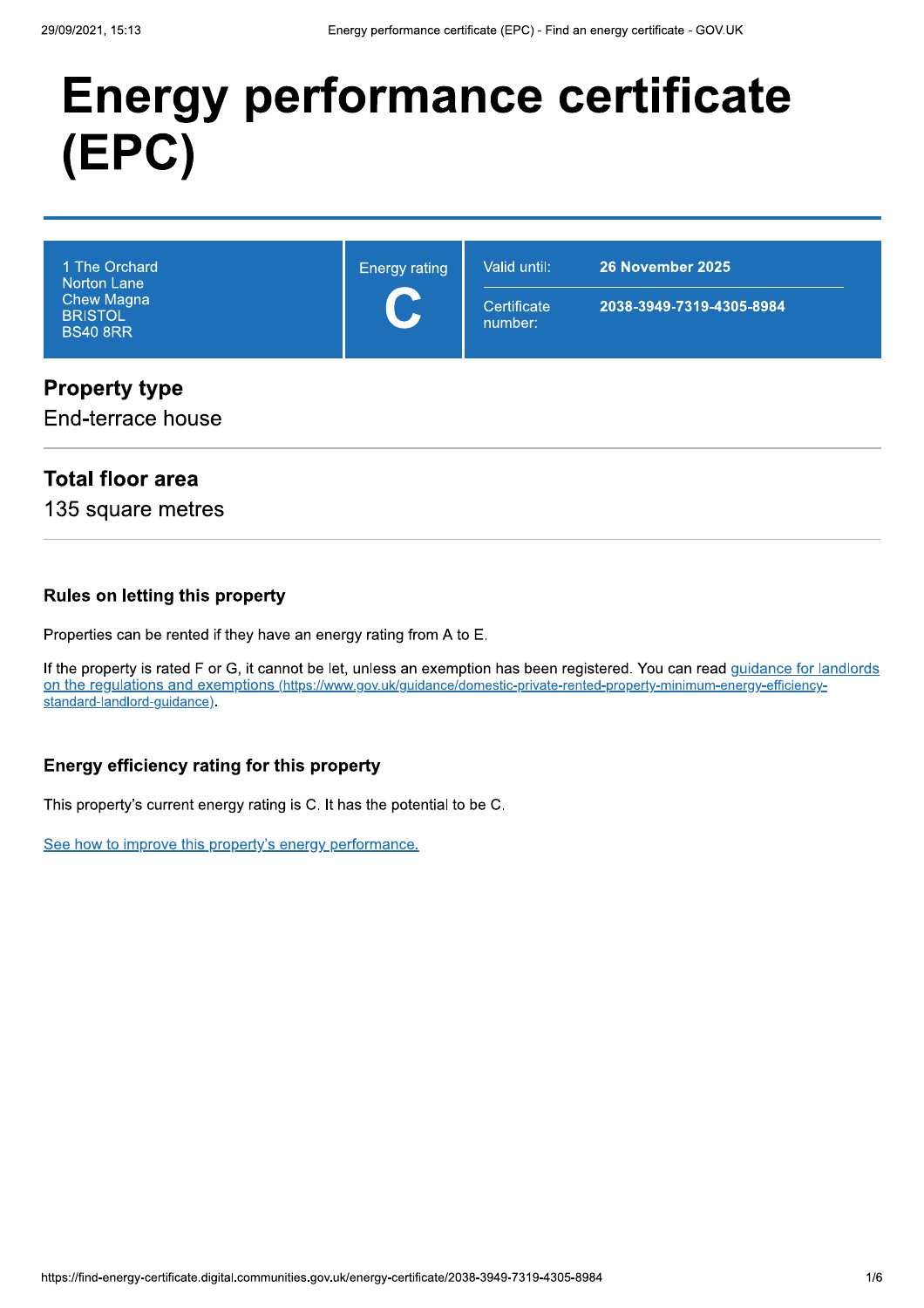# Energy performance certificate (EPC)

| 1 The Orchard<br>Norton Lane<br>Chew Magna<br>BRISTOL<br>BS40 8RR | Energy rating<br>**C** | Valid until: | **26 November 2025** |
|---|---|---|---|
| | | Certificate number: | **2038-3949-7319-4305-8984** |

## Property type

End-terrace house

## Total floor area

135 square metres

### Rules on letting this property

Properties can be rented if they have an energy rating from A to E.

If the property is rated F or G, it cannot be let, unless an exemption has been registered. You can read [guidance for landlords on the regulations and exemptions (https://www.gov.uk/guidance/domestic-private-rented-property-minimum-energy-efficiency-standard-landlord-guidance)](https://www.gov.uk/guidance/domestic-private-rented-property-minimum-energy-efficiency-standard-landlord-guidance).

### Energy efficiency rating for this property

This property's current energy rating is C. It has the potential to be C.

See how to improve this property's energy performance.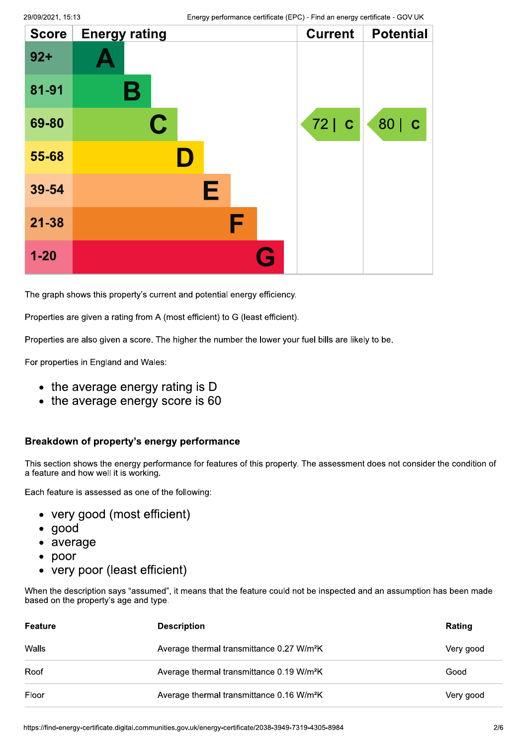| Score | Energy rating | Current | Potential |
|---|---|---|---|
| 92+ | A | | |
| 81-91 | B | | |
| 69-80 | C | 72 \| C | 80 \| C |
| 55-68 | D | | |
| 39-54 | E | | |
| 21-38 | F | | |
| 1-20 | G | | |

The graph shows this property's current and potential energy efficiency.

Properties are given a rating from A (most efficient) to G (least efficient).

Properties are also given a score. The higher the number the lower your fuel bills are likely to be.

For properties in England and Wales:

- the average energy rating is D
- the average energy score is 60

## Breakdown of property's energy performance

This section shows the energy performance for features of this property. The assessment does not consider the condition of a feature and how well it is working.

Each feature is assessed as one of the following:

- very good (most efficient)
- good
- average
- poor
- very poor (least efficient)

When the description says "assumed", it means that the feature could not be inspected and an assumption has been made based on the property's age and type.

| Feature | Description | Rating |
|---|---|---|
| Walls | Average thermal transmittance 0.27 W/m²K | Very good |
| Roof | Average thermal transmittance 0.19 W/m²K | Good |
| Floor | Average thermal transmittance 0.16 W/m²K | Very good |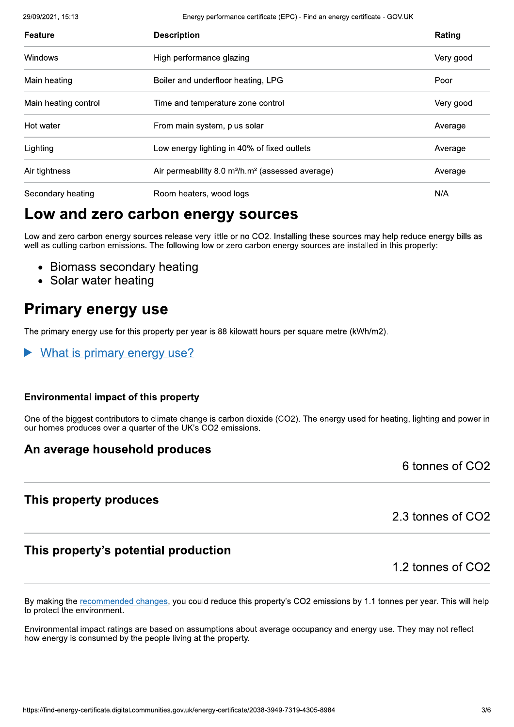| Feature | Description | Rating |
|---|---|---|
| Windows | High performance glazing | Very good |
| Main heating | Boiler and underfloor heating, LPG | Poor |
| Main heating control | Time and temperature zone control | Very good |
| Hot water | From main system, plus solar | Average |
| Lighting | Low energy lighting in 40% of fixed outlets | Average |
| Air tightness | Air permeability 8.0 $m^3/h.m^2$ (assessed average) | Average |
| Secondary heating | Room heaters, wood logs | N/A |

# Low and zero carbon energy sources

Low and zero carbon energy sources release very little or no $CO_2$. Installing these sources may help reduce energy bills as well as cutting carbon emissions. The following low or zero carbon energy sources are installed in this property:

- Biomass secondary heating
- Solar water heating

# Primary energy use

The primary energy use for this property per year is 88 kilowatt hours per square metre (kWh/m2).

▶ What is primary energy use?

### Environmental impact of this property

One of the biggest contributors to climate change is carbon dioxide ($CO_2$). The energy used for heating, lighting and power in our homes produces over a quarter of the UK's $CO_2$ emissions.

## An average household produces

6 tonnes of $CO_2$

## This property produces

2.3 tonnes of $CO_2$

## This property's potential production

1.2 tonnes of $CO_2$

By making the recommended changes, you could reduce this property's $CO_2$ emissions by 1.1 tonnes per year. This will help to protect the environment.

Environmental impact ratings are based on assumptions about average occupancy and energy use. They may not reflect how energy is consumed by the people living at the property.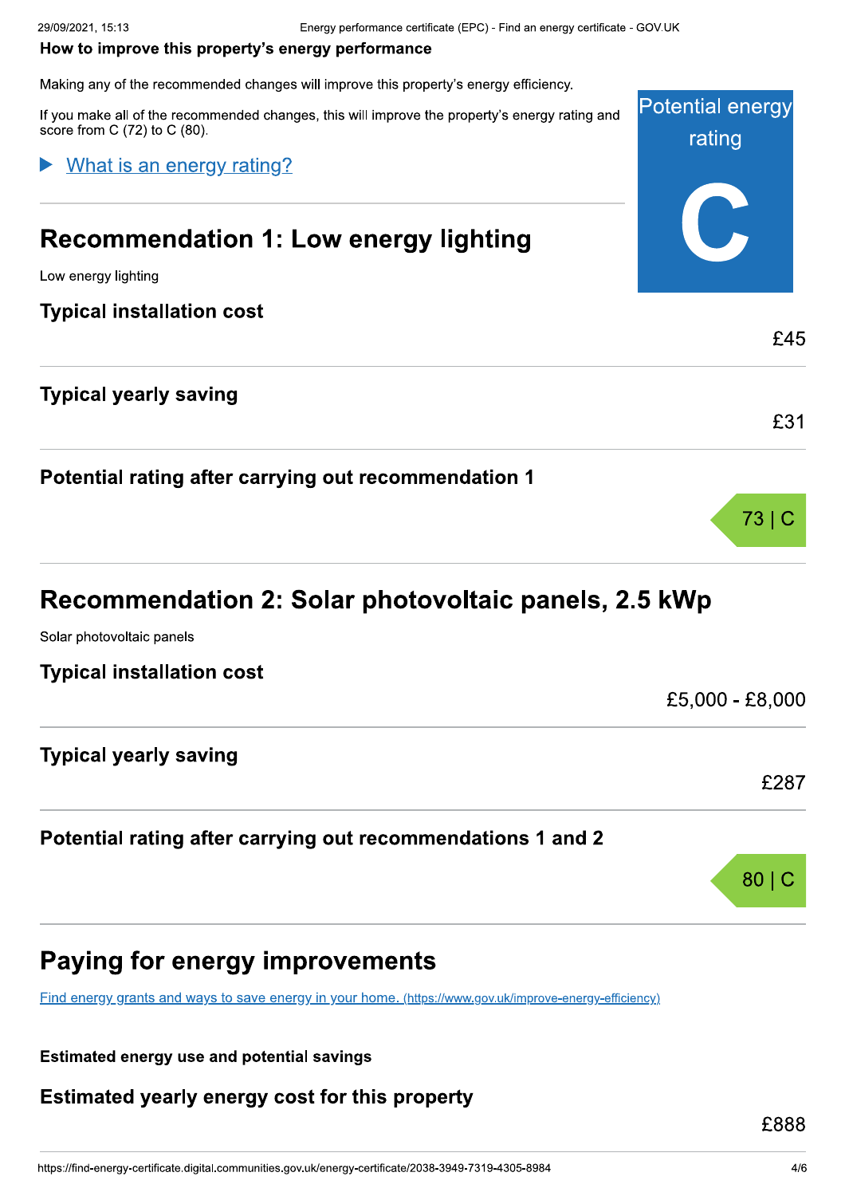## How to improve this property's energy performance

Making any of the recommended changes will improve this property's energy efficiency.

If you make all of the recommended changes, this will improve the property's energy rating and score from C (72) to C (80).

Potential energy rating

**C**

▶ What is an energy rating?

## Recommendation 1: Low energy lighting

Low energy lighting

### Typical installation cost

£45

### Typical yearly saving

£31

### Potential rating after carrying out recommendation 1

73 | C

## Recommendation 2: Solar photovoltaic panels, 2.5 kWp

Solar photovoltaic panels

### Typical installation cost

£5,000 - £8,000

### Typical yearly saving

£287

### Potential rating after carrying out recommendations 1 and 2

80 | C

## Paying for energy improvements

[Find energy grants and ways to save energy in your home. (https://www.gov.uk/improve-energy-efficiency)](https://www.gov.uk/improve-energy-efficiency)

**Estimated energy use and potential savings**

### Estimated yearly energy cost for this property

£888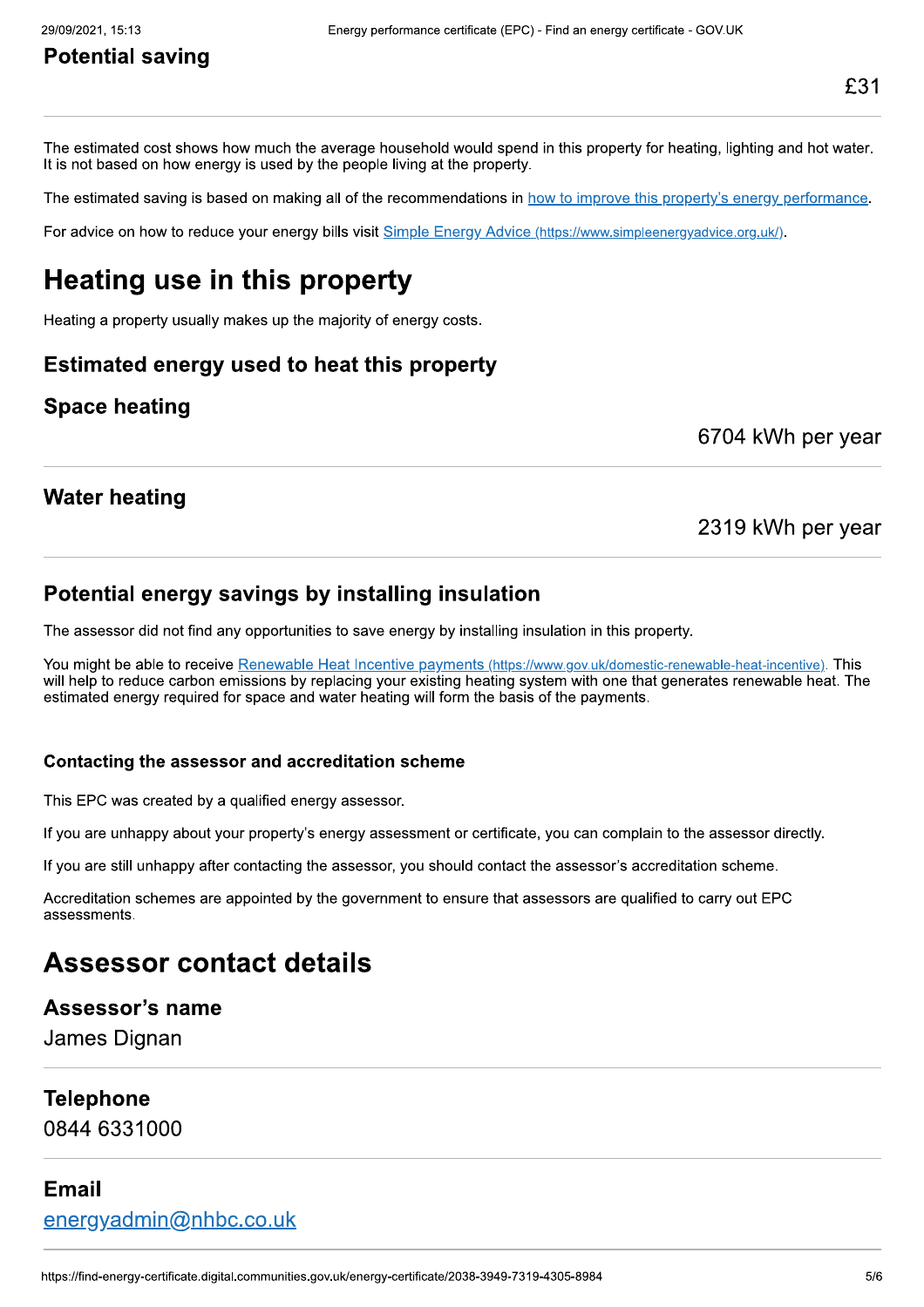### Potential saving

£31

The estimated cost shows how much the average household would spend in this property for heating, lighting and hot water. It is not based on how energy is used by the people living at the property.

The estimated saving is based on making all of the recommendations in [how to improve this property's energy performance](#).

For advice on how to reduce your energy bills visit [Simple Energy Advice (https://www.simpleenergyadvice.org.uk/)](https://www.simpleenergyadvice.org.uk/).

## Heating use in this property

Heating a property usually makes up the majority of energy costs.

### Estimated energy used to heat this property

### Space heating

6704 kWh per year

### Water heating

2319 kWh per year

### Potential energy savings by installing insulation

The assessor did not find any opportunities to save energy by installing insulation in this property.

You might be able to receive [Renewable Heat Incentive payments (https://www.gov.uk/domestic-renewable-heat-incentive)](https://www.gov.uk/domestic-renewable-heat-incentive). This will help to reduce carbon emissions by replacing your existing heating system with one that generates renewable heat. The estimated energy required for space and water heating will form the basis of the payments.

#### Contacting the assessor and accreditation scheme

This EPC was created by a qualified energy assessor.

If you are unhappy about your property's energy assessment or certificate, you can complain to the assessor directly.

If you are still unhappy after contacting the assessor, you should contact the assessor's accreditation scheme.

Accreditation schemes are appointed by the government to ensure that assessors are qualified to carry out EPC assessments.

## Assessor contact details

### Assessor's name

James Dignan

### Telephone

0844 6331000

### Email

[energyadmin@nhbc.co.uk](mailto:energyadmin@nhbc.co.uk)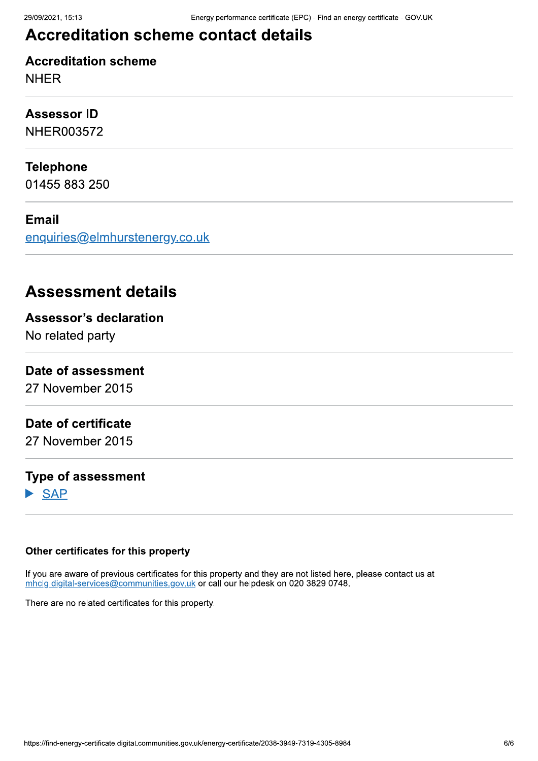## Accreditation scheme contact details

### Accreditation scheme

NHER

### Assessor ID

NHER003572

### Telephone

01455 883 250

### Email

enquiries@elmhurstenergy.co.uk

## Assessment details

### Assessor's declaration

No related party

### Date of assessment

27 November 2015

### Date of certificate

27 November 2015

### Type of assessment

▶ SAP

#### Other certificates for this property

If you are aware of previous certificates for this property and they are not listed here, please contact us at mhclg.digital-services@communities.gov.uk or call our helpdesk on 020 3829 0748.

There are no related certificates for this property.